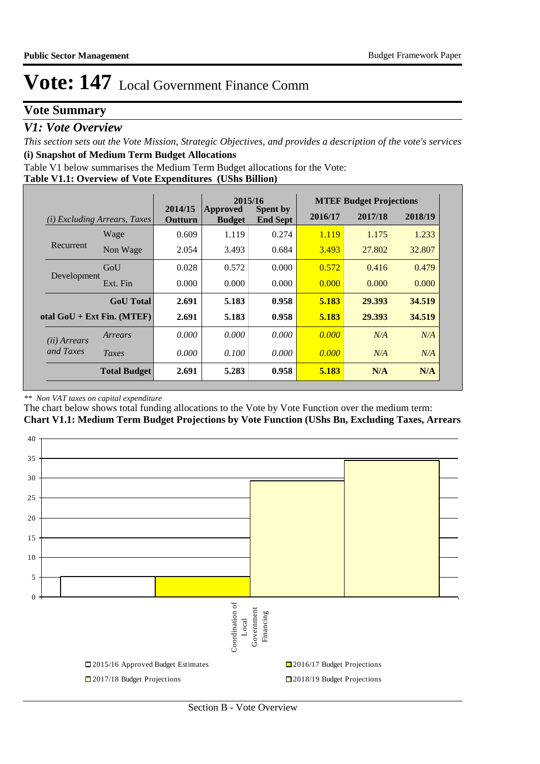# Vote: 147 Local Government Finance Comm

## Vote Summary

### *V1: Vote Overview*

*This section sets out the Vote Mission, Strategic Objectives, and provides a description of the vote's services*

**(i) Snapshot of Medium Term Budget Allocations**

Table V1 below summarises the Medium Term Budget allocations for the Vote:

**Table V1.1: Overview of Vote Expenditures (UShs Billion)**

| *(i) Excluding Arrears, Taxes* | | 2014/15 Outturn | 2015/16 Approved Budget | 2015/16 Spent by End Sept | MTEF Budget Projections 2016/17 | 2017/18 | 2018/19 |
|---|---|---|---|---|---|---|---|
| Recurrent | Wage | 0.609 | 1.119 | 0.274 | 1.119 | 1.175 | 1.233 |
| | Non Wage | 2.054 | 3.493 | 0.684 | 3.493 | 27.802 | 32.807 |
| Development | GoU | 0.028 | 0.572 | 0.000 | 0.572 | 0.416 | 0.479 |
| | Ext. Fin | 0.000 | 0.000 | 0.000 | 0.000 | 0.000 | 0.000 |
| | **GoU Total** | **2.691** | **5.183** | **0.958** | **5.183** | **29.393** | **34.519** |
| **otal GoU + Ext Fin. (MTEF)** | | **2.691** | **5.183** | **0.958** | **5.183** | **29.393** | **34.519** |
| *(ii) Arrears and Taxes* | *Arrears* | *0.000* | *0.000* | *0.000* | *0.000* | *N/A* | *N/A* |
| | *Taxes* | *0.000* | *0.100* | *0.000* | *0.000* | *N/A* | *N/A* |
| | **Total Budget** | **2.691** | **5.283** | **0.958** | **5.183** | **N/A** | **N/A** |

*\*\* Non VAT taxes on capital expenditure*

The chart below shows total funding allocations to the Vote by Vote Function over the medium term:

**Chart V1.1: Medium Term Budget Projections by Vote Function (UShs Bn, Excluding Taxes, Arrears**

Coordination of Local Government Financing

- 2015/16 Approved Budget Estimates
- 2016/17 Budget Projections
- 2017/18 Budget Projections
- 2018/19 Budget Projections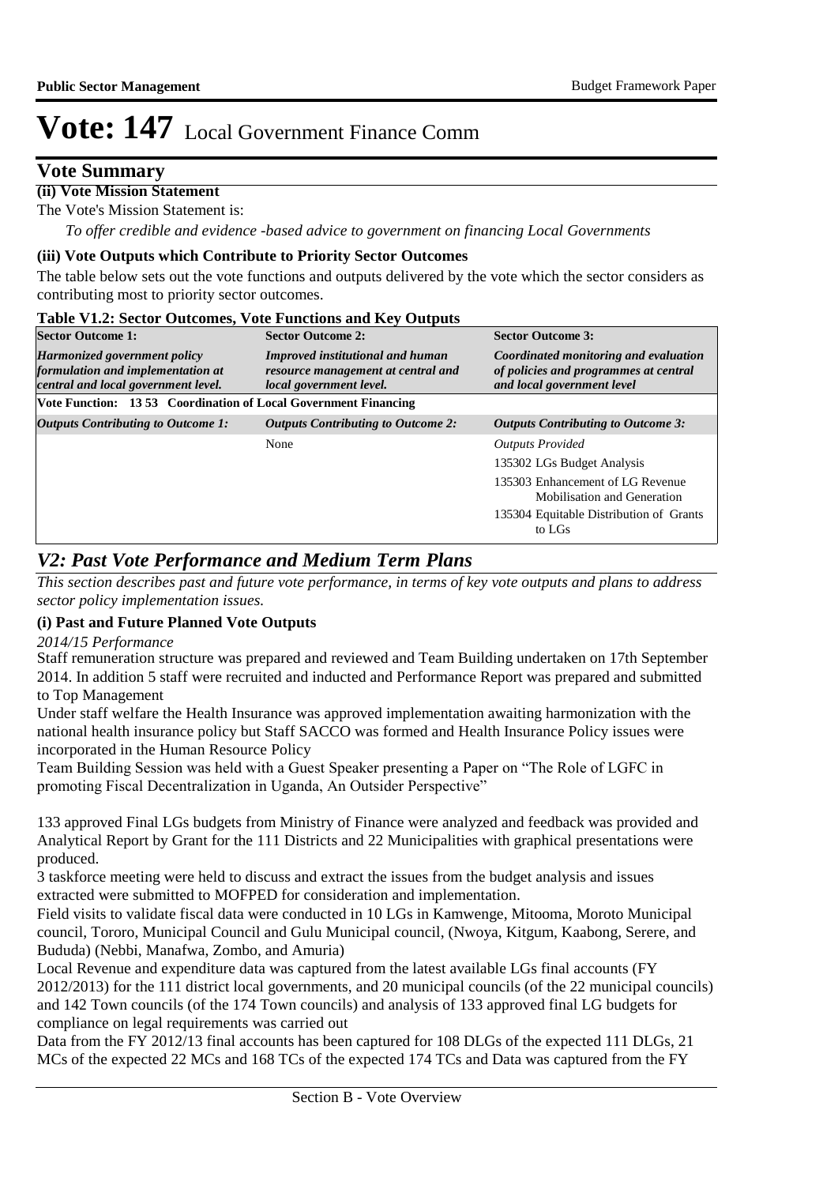# Vote: 147 Local Government Finance Comm

## Vote Summary

**(ii) Vote Mission Statement**

The Vote's Mission Statement is:

*To offer credible and evidence -based advice to government on financing Local Governments*

**(iii) Vote Outputs which Contribute to Priority Sector Outcomes**

The table below sets out the vote functions and outputs delivered by the vote which the sector considers as contributing most to priority sector outcomes.

**Table V1.2: Sector Outcomes, Vote Functions and Key Outputs**

| **Sector Outcome 1:** | **Sector Outcome 2:** | **Sector Outcome 3:** |
|---|---|---|
| ***Harmonized government policy formulation and implementation at central and local government level.*** | ***Improved institutional and human resource management at central and local government level.*** | ***Coordinated monitoring and evaluation of policies and programmes at central and local government level*** |
| **Vote Function: 13 53 Coordination of Local Government Financing** | | |
| ***Outputs Contributing to Outcome 1:*** | ***Outputs Contributing to Outcome 2:*** | ***Outputs Contributing to Outcome 3:*** |
| | None | *Outputs Provided*<br>135302 LGs Budget Analysis<br>135303 Enhancement of LG Revenue Mobilisation and Generation<br>135304 Equitable Distribution of Grants to LGs |

## *V2: Past Vote Performance and Medium Term Plans*

*This section describes past and future vote performance, in terms of key vote outputs and plans to address sector policy implementation issues.*

**(i) Past and Future Planned Vote Outputs**

*2014/15 Performance*

Staff remuneration structure was prepared and reviewed and Team Building undertaken on 17th September 2014. In addition 5 staff were recruited and inducted and Performance Report was prepared and submitted to Top Management

Under staff welfare the Health Insurance was approved implementation awaiting harmonization with the national health insurance policy but Staff SACCO was formed and Health Insurance Policy issues were incorporated in the Human Resource Policy

Team Building Session was held with a Guest Speaker presenting a Paper on "The Role of LGFC in promoting Fiscal Decentralization in Uganda, An Outsider Perspective"

133 approved Final LGs budgets from Ministry of Finance were analyzed and feedback was provided and Analytical Report by Grant for the 111 Districts and 22 Municipalities with graphical presentations were produced.

3 taskforce meeting were held to discuss and extract the issues from the budget analysis and issues extracted were submitted to MOFPED for consideration and implementation.

Field visits to validate fiscal data were conducted in 10 LGs in Kamwenge, Mitooma, Moroto Municipal council, Tororo, Municipal Council and Gulu Municipal council, (Nwoya, Kitgum, Kaabong, Serere, and Bududa) (Nebbi, Manafwa, Zombo, and Amuria)

Local Revenue and expenditure data was captured from the latest available LGs final accounts (FY 2012/2013) for the 111 district local governments, and 20 municipal councils (of the 22 municipal councils) and 142 Town councils (of the 174 Town councils) and analysis of 133 approved final LG budgets for compliance on legal requirements was carried out

Data from the FY 2012/13 final accounts has been captured for 108 DLGs of the expected 111 DLGs, 21 MCs of the expected 22 MCs and 168 TCs of the expected 174 TCs and Data was captured from the FY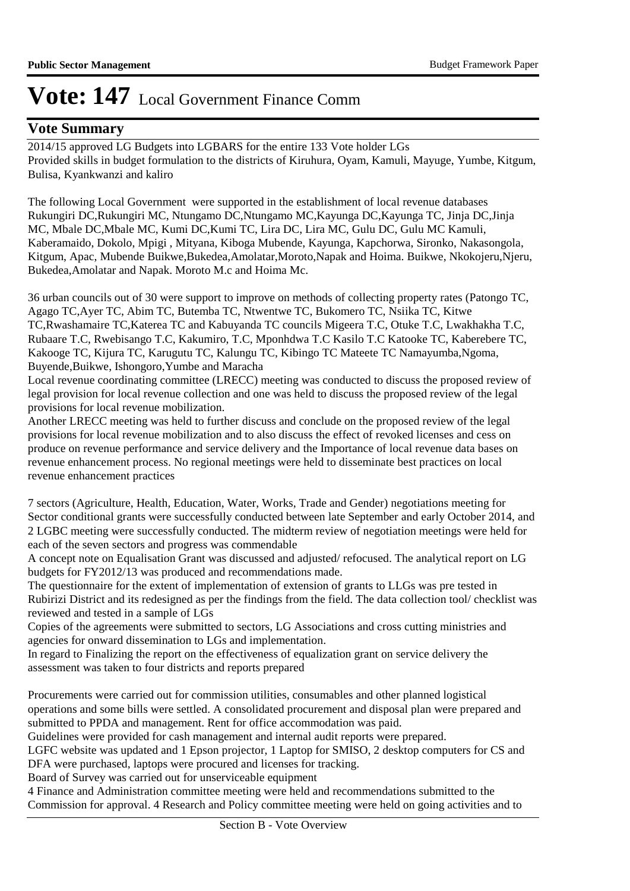# Vote: 147 Local Government Finance Comm

## Vote Summary

2014/15 approved LG Budgets into LGBARS for the entire 133 Vote holder LGs
Provided skills in budget formulation to the districts of Kiruhura, Oyam, Kamuli, Mayuge, Yumbe, Kitgum, Bulisa, Kyankwanzi and kaliro

The following Local Government were supported in the establishment of local revenue databases Rukungiri DC,Rukungiri MC, Ntungamo DC,Ntungamo MC,Kayunga DC,Kayunga TC, Jinja DC,Jinja MC, Mbale DC,Mbale MC, Kumi DC,Kumi TC, Lira DC, Lira MC, Gulu DC, Gulu MC Kamuli, Kaberamaido, Dokolo, Mpigi , Mityana, Kiboga Mubende, Kayunga, Kapchorwa, Sironko, Nakasongola, Kitgum, Apac, Mubende Buikwe,Bukedea,Amolatar,Moroto,Napak and Hoima. Buikwe, Nkokojeru,Njeru, Bukedea,Amolatar and Napak. Moroto M.c and Hoima Mc.

36 urban councils out of 30 were support to improve on methods of collecting property rates (Patongo TC, Agago TC,Ayer TC, Abim TC, Butemba TC, Ntwentwe TC, Bukomero TC, Nsiika TC, Kitwe TC,Rwashamaire TC,Katerea TC and Kabuyanda TC councils Migeera T.C, Otuke T.C, Lwakhakha T.C, Rubaare T.C, Rwebisango T.C, Kakumiro, T.C, Mponhdwa T.C Kasilo T.C Katooke TC, Kaberebere TC, Kakooge TC, Kijura TC, Karugutu TC, Kalungu TC, Kibingo TC Mateete TC Namayumba,Ngoma, Buyende,Buikwe, Ishongoro,Yumbe and Maracha
Local revenue coordinating committee (LRECC) meeting was conducted to discuss the proposed review of legal provision for local revenue collection and one was held to discuss the proposed review of the legal provisions for local revenue mobilization.
Another LRECC meeting was held to further discuss and conclude on the proposed review of the legal provisions for local revenue mobilization and to also discuss the effect of revoked licenses and cess on produce on revenue performance and service delivery and the Importance of local revenue data bases on revenue enhancement process. No regional meetings were held to disseminate best practices on local revenue enhancement practices

7 sectors (Agriculture, Health, Education, Water, Works, Trade and Gender) negotiations meeting for Sector conditional grants were successfully conducted between late September and early October 2014, and 2 LGBC meeting were successfully conducted. The midterm review of negotiation meetings were held for each of the seven sectors and progress was commendable
A concept note on Equalisation Grant was discussed and adjusted/ refocused. The analytical report on LG budgets for FY2012/13 was produced and recommendations made.
The questionnaire for the extent of implementation of extension of grants to LLGs was pre tested in Rubirizi District and its redesigned as per the findings from the field. The data collection tool/ checklist was reviewed and tested in a sample of LGs
Copies of the agreements were submitted to sectors, LG Associations and cross cutting ministries and agencies for onward dissemination to LGs and implementation.
In regard to Finalizing the report on the effectiveness of equalization grant on service delivery the assessment was taken to four districts and reports prepared

Procurements were carried out for commission utilities, consumables and other planned logistical operations and some bills were settled. A consolidated procurement and disposal plan were prepared and submitted to PPDA and management. Rent for office accommodation was paid.
Guidelines were provided for cash management and internal audit reports were prepared.
LGFC website was updated and 1 Epson projector, 1 Laptop for SMISO, 2 desktop computers for CS and DFA were purchased, laptops were procured and licenses for tracking.
Board of Survey was carried out for unserviceable equipment
4 Finance and Administration committee meeting were held and recommendations submitted to the Commission for approval. 4 Research and Policy committee meeting were held on going activities and to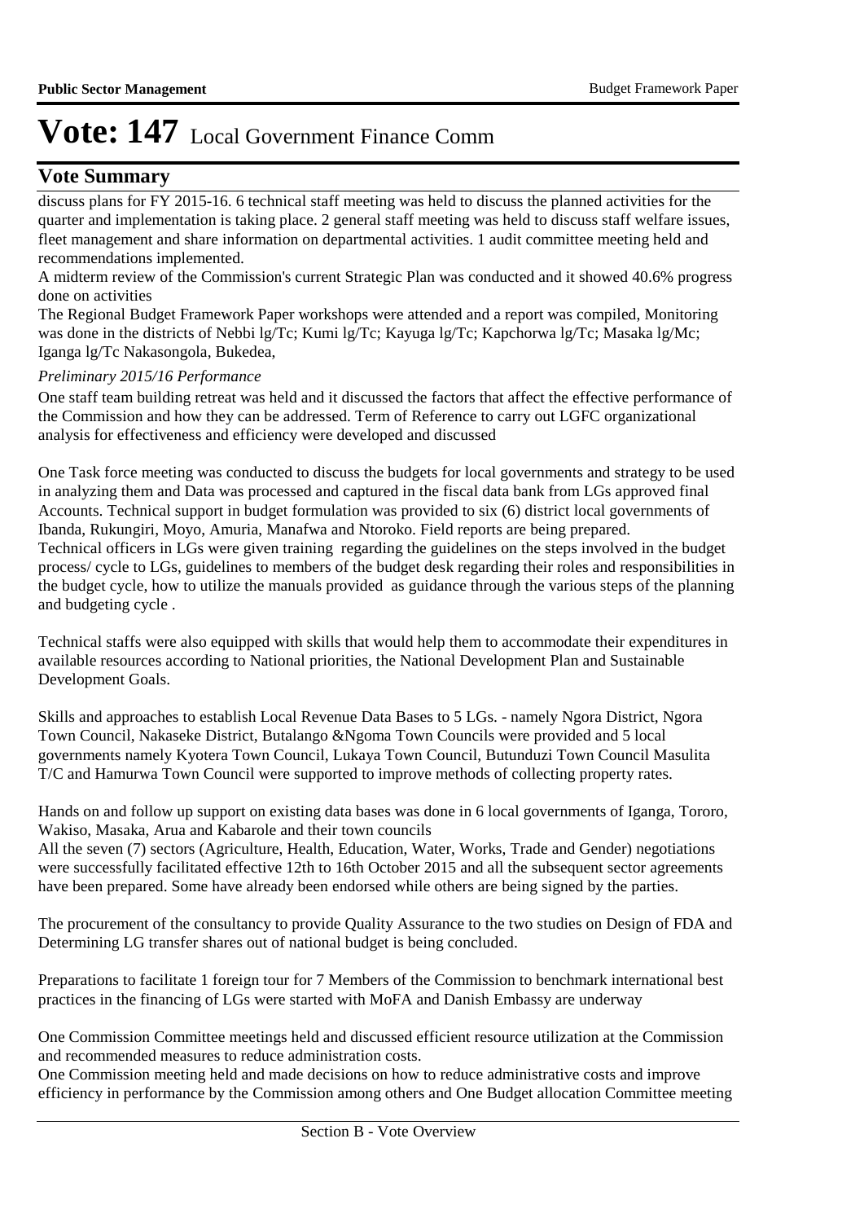# Vote: 147 Local Government Finance Comm

## Vote Summary

discuss plans for FY 2015-16. 6 technical staff meeting was held to discuss the planned activities for the quarter and implementation is taking place. 2 general staff meeting was held to discuss staff welfare issues, fleet management and share information on departmental activities. 1 audit committee meeting held and recommendations implemented.

A midterm review of the Commission's current Strategic Plan was conducted and it showed 40.6% progress done on activities

The Regional Budget Framework Paper workshops were attended and a report was compiled, Monitoring was done in the districts of Nebbi lg/Tc; Kumi lg/Tc; Kayuga lg/Tc; Kapchorwa lg/Tc; Masaka lg/Mc; Iganga lg/Tc Nakasongola, Bukedea,

*Preliminary 2015/16 Performance*

One staff team building retreat was held and it discussed the factors that affect the effective performance of the Commission and how they can be addressed. Term of Reference to carry out LGFC organizational analysis for effectiveness and efficiency were developed and discussed

One Task force meeting was conducted to discuss the budgets for local governments and strategy to be used in analyzing them and Data was processed and captured in the fiscal data bank from LGs approved final Accounts. Technical support in budget formulation was provided to six (6) district local governments of Ibanda, Rukungiri, Moyo, Amuria, Manafwa and Ntoroko. Field reports are being prepared.

Technical officers in LGs were given training regarding the guidelines on the steps involved in the budget process/ cycle to LGs, guidelines to members of the budget desk regarding their roles and responsibilities in the budget cycle, how to utilize the manuals provided as guidance through the various steps of the planning and budgeting cycle .

Technical staffs were also equipped with skills that would help them to accommodate their expenditures in available resources according to National priorities, the National Development Plan and Sustainable Development Goals.

Skills and approaches to establish Local Revenue Data Bases to 5 LGs. - namely Ngora District, Ngora Town Council, Nakaseke District, Butalango &Ngoma Town Councils were provided and 5 local governments namely Kyotera Town Council, Lukaya Town Council, Butunduzi Town Council Masulita T/C and Hamurwa Town Council were supported to improve methods of collecting property rates.

Hands on and follow up support on existing data bases was done in 6 local governments of Iganga, Tororo, Wakiso, Masaka, Arua and Kabarole and their town councils

All the seven (7) sectors (Agriculture, Health, Education, Water, Works, Trade and Gender) negotiations were successfully facilitated effective 12th to 16th October 2015 and all the subsequent sector agreements have been prepared. Some have already been endorsed while others are being signed by the parties.

The procurement of the consultancy to provide Quality Assurance to the two studies on Design of FDA and Determining LG transfer shares out of national budget is being concluded.

Preparations to facilitate 1 foreign tour for 7 Members of the Commission to benchmark international best practices in the financing of LGs were started with MoFA and Danish Embassy are underway

One Commission Committee meetings held and discussed efficient resource utilization at the Commission and recommended measures to reduce administration costs.

One Commission meeting held and made decisions on how to reduce administrative costs and improve efficiency in performance by the Commission among others and One Budget allocation Committee meeting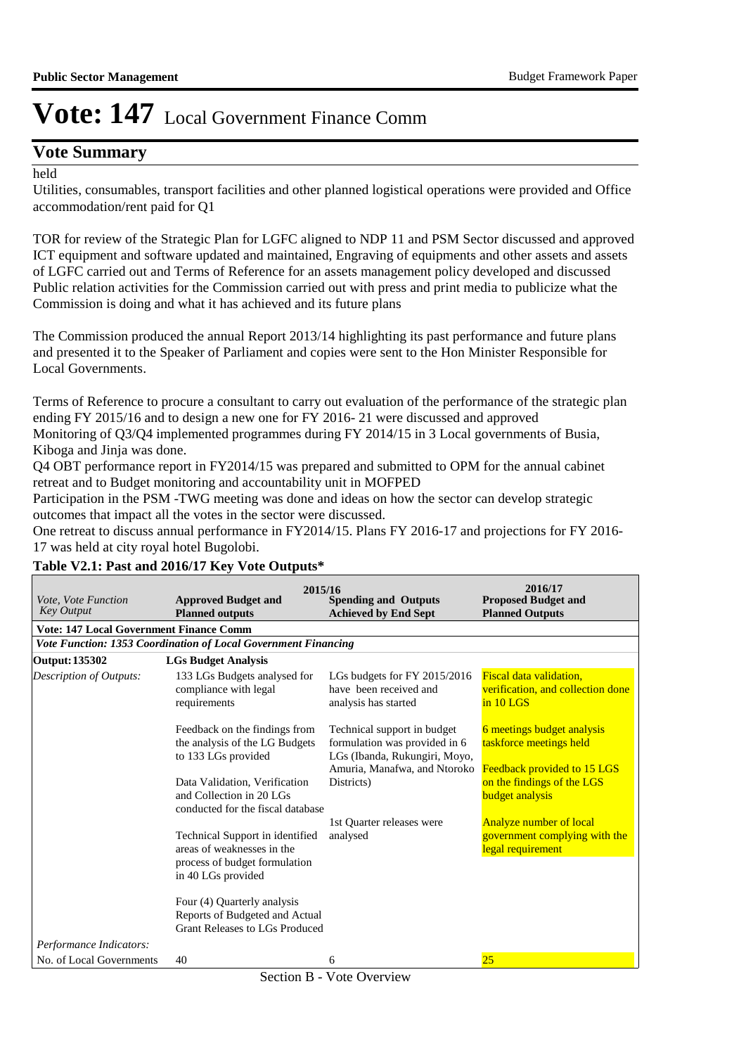# Vote: 147 Local Government Finance Comm

## Vote Summary

held

Utilities, consumables, transport facilities and other planned logistical operations were provided and Office accommodation/rent paid for Q1

TOR for review of the Strategic Plan for LGFC aligned to NDP 11 and PSM Sector discussed and approved
ICT equipment and software updated and maintained, Engraving of equipments and other assets and assets of LGFC carried out and Terms of Reference for an assets management policy developed and discussed
Public relation activities for the Commission carried out with press and print media to publicize what the Commission is doing and what it has achieved and its future plans

The Commission produced the annual Report 2013/14 highlighting its past performance and future plans and presented it to the Speaker of Parliament and copies were sent to the Hon Minister Responsible for Local Governments.

Terms of Reference to procure a consultant to carry out evaluation of the performance of the strategic plan ending FY 2015/16 and to design a new one for FY 2016- 21 were discussed and approved
Monitoring of Q3/Q4 implemented programmes during FY 2014/15 in 3 Local governments of Busia, Kiboga and Jinja was done.
Q4 OBT performance report in FY2014/15 was prepared and submitted to OPM for the annual cabinet retreat and to Budget monitoring and accountability unit in MOFPED
Participation in the PSM -TWG meeting was done and ideas on how the sector can develop strategic outcomes that impact all the votes in the sector were discussed.
One retreat to discuss annual performance in FY2014/15. Plans FY 2016-17 and projections for FY 2016-17 was held at city royal hotel Bugolobi.

**Table V2.1: Past and 2016/17 Key Vote Outputs***

| *Vote, Vote Function Key Output* | 2015/16 **Approved Budget and Planned outputs** | 2015/16 **Spending and Outputs Achieved by End Sept** | 2016/17 **Proposed Budget and Planned Outputs** |
|---|---|---|---|
| **Vote: 147 Local Government Finance Comm** | | | |
| ***Vote Function: 1353 Coordination of Local Government Financing*** | | | |
| **Output: 135302** | **LGs Budget Analysis** | | |
| *Description of Outputs:* | 133 LGs Budgets analysed for compliance with legal requirements<br><br>Feedback on the findings from the analysis of the LG Budgets to 133 LGs provided<br><br>Data Validation, Verification and Collection in 20 LGs conducted for the fiscal database<br><br>Technical Support in identified areas of weaknesses in the process of budget formulation in 40 LGs provided<br><br>Four (4) Quarterly analysis Reports of Budgeted and Actual Grant Releases to LGs Produced | LGs budgets for FY 2015/2016 have been received and analysis has started<br><br>Technical support in budget formulation was provided in 6 LGs (Ibanda, Rukungiri, Moyo, Amuria, Manafwa, and Ntoroko Districts)<br><br>1st Quarter releases were analysed | Fiscal data validation, verification, and collection done in 10 LGS<br><br>6 meetings budget analysis taskforce meetings held<br><br>Feedback provided to 15 LGS on the findings of the LGS budget analysis<br><br>Analyze number of local government complying with the legal requirement |
| *Performance Indicators:* | | | |
| No. of Local Governments | 40 | 6 | 25 |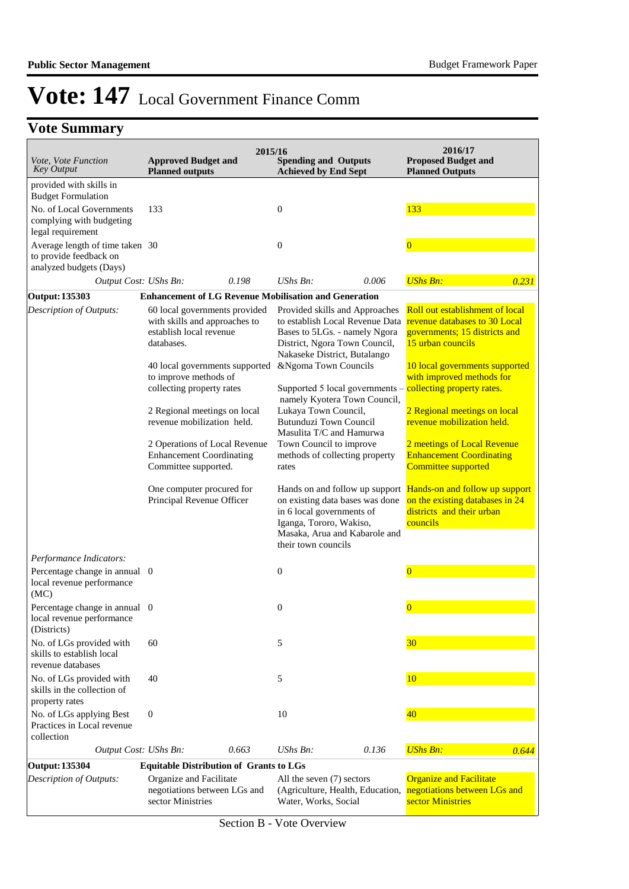# Vote: 147 Local Government Finance Comm

## Vote Summary

| Vote, Vote Function<br>Key Output | 2015/16<br>Approved Budget and Planned outputs | | 2015/16<br>Spending and Outputs Achieved by End Sept | | 2016/17<br>Proposed Budget and Planned Outputs | |
|---|---|---|---|---|---|---|
| provided with skills in Budget Formulation | | | | | | |
| No. of Local Governments complying with budgeting legal requirement | 133 | | 0 | | 133 | |
| Average length of time taken to provide feedback on analyzed budgets (Days) | 30 | | 0 | | 0 | |
| *Output Cost:* | *UShs Bn:* | *0.198* | *UShs Bn:* | *0.006* | *UShs Bn:* | *0.231* |
| **Output: 135303** | **Enhancement of LG Revenue Mobilisation and Generation** | | | | | |
| *Description of Outputs:* | 60 local governments provided with skills and approaches to establish local revenue databases.<br><br>40 local governments supported to improve methods of collecting property rates<br><br>2 Regional meetings on local revenue mobilization held.<br><br>2 Operations of Local Revenue Enhancement Coordinating Committee supported.<br><br>One computer procured for Principal Revenue Officer | | Provided skills and Approaches to establish Local Revenue Data Bases to 5LGs. - namely Ngora District, Ngora Town Council, Nakaseke District, Butalango &Ngoma Town Councils<br><br>Supported 5 local governments – namely Kyotera Town Council, Lukaya Town Council, Butunduzi Town Council Masulita T/C and Hamurwa Town Council to improve methods of collecting property rates<br><br>Hands on and follow up support on existing data bases was done in 6 local governments of Iganga, Tororo, Wakiso, Masaka, Arua and Kabarole and their town councils | | Roll out establishment of local revenue databases to 30 Local governments; 15 districts and 15 urban councils<br><br>10 local governments supported with improved methods for collecting property rates.<br><br>2 Regional meetings on local revenue mobilization held.<br><br>2 meetings of Local Revenue Enhancement Coordinating Committee supported<br><br>Hands-on and follow up support on the existing databases in 24 districts and their urban councils | |
| *Performance Indicators:* | | | | | | |
| Percentage change in annual local revenue performance (MC) | 0 | | 0 | | 0 | |
| Percentage change in annual local revenue performance (Districts) | 0 | | 0 | | 0 | |
| No. of LGs provided with skills to establish local revenue databases | 60 | | 5 | | 30 | |
| No. of LGs provided with skills in the collection of property rates | 40 | | 5 | | 10 | |
| No. of LGs applying Best Practices in Local revenue collection | 0 | | 10 | | 40 | |
| *Output Cost:* | *UShs Bn:* | *0.663* | *UShs Bn:* | *0.136* | *UShs Bn:* | *0.644* |
| **Output: 135304** | **Equitable Distribution of Grants to LGs** | | | | | |
| *Description of Outputs:* | Organize and Facilitate negotiations between LGs and sector Ministries | | All the seven (7) sectors (Agriculture, Health, Education, Water, Works, Social | | Organize and Facilitate negotiations between LGs and sector Ministries | |

Section B - Vote Overview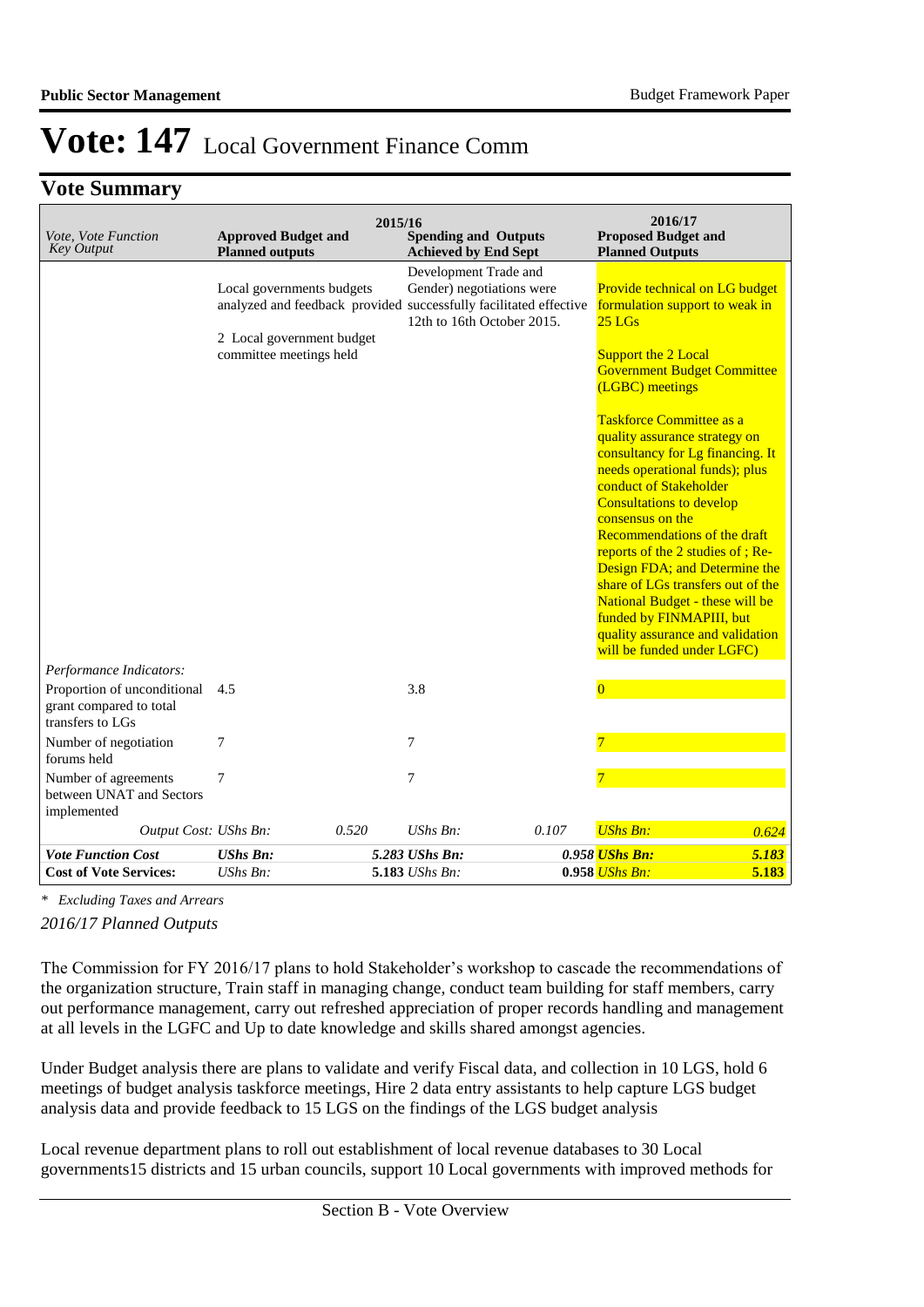# Vote: 147 Local Government Finance Comm

## Vote Summary

| Vote, Vote Function Key Output | 2015/16 Approved Budget and Planned outputs | | 2015/16 Spending and Outputs Achieved by End Sept | | 2016/17 Proposed Budget and Planned Outputs | |
|---|---|---|---|---|---|---|
| | Local governments budgets analyzed and feedback provided<br><br>2 Local government budget committee meetings held | | Development Trade and Gender) negotiations were successfully facilitated effective 12th to 16th October 2015. | | Provide technical on LG budget formulation support to weak in 25 LGs<br><br>Support the 2 Local Government Budget Committee (LGBC) meetings<br><br>Taskforce Committee as a quality assurance strategy on consultancy for Lg financing. It needs operational funds); plus conduct of Stakeholder Consultations to develop consensus on the Recommendations of the draft reports of the 2 studies of ; Re-Design FDA; and Determine the share of LGs transfers out of the National Budget - these will be funded by FINMAPIII, but quality assurance and validation will be funded under LGFC) | |
| *Performance Indicators:* | | | | | | |
| Proportion of unconditional grant compared to total transfers to LGs | 4.5 | | 3.8 | | 0 | |
| Number of negotiation forums held | 7 | | 7 | | 7 | |
| Number of agreements between UNAT and Sectors implemented | 7 | | 7 | | 7 | |
| *Output Cost: UShs Bn:* | | *0.520* | *UShs Bn:* | *0.107* | *UShs Bn:* | *0.624* |
| ***Vote Function Cost*** | ***UShs Bn:*** | ***5.283*** | ***UShs Bn:*** | ***0.958*** | ***UShs Bn:*** | ***5.183*** |
| **Cost of Vote Services:** | *UShs Bn:* | **5.183** | *UShs Bn:* | **0.958** | *UShs Bn:* | **5.183** |

*\* Excluding Taxes and Arrears*

*2016/17 Planned Outputs*

The Commission for FY 2016/17 plans to hold Stakeholder's workshop to cascade the recommendations of the organization structure, Train staff in managing change, conduct team building for staff members, carry out performance management, carry out refreshed appreciation of proper records handling and management at all levels in the LGFC and Up to date knowledge and skills shared amongst agencies.

Under Budget analysis there are plans to validate and verify Fiscal data, and collection in 10 LGS, hold 6 meetings of budget analysis taskforce meetings, Hire 2 data entry assistants to help capture LGS budget analysis data and provide feedback to 15 LGS on the findings of the LGS budget analysis

Local revenue department plans to roll out establishment of local revenue databases to 30 Local governments15 districts and 15 urban councils, support 10 Local governments with improved methods for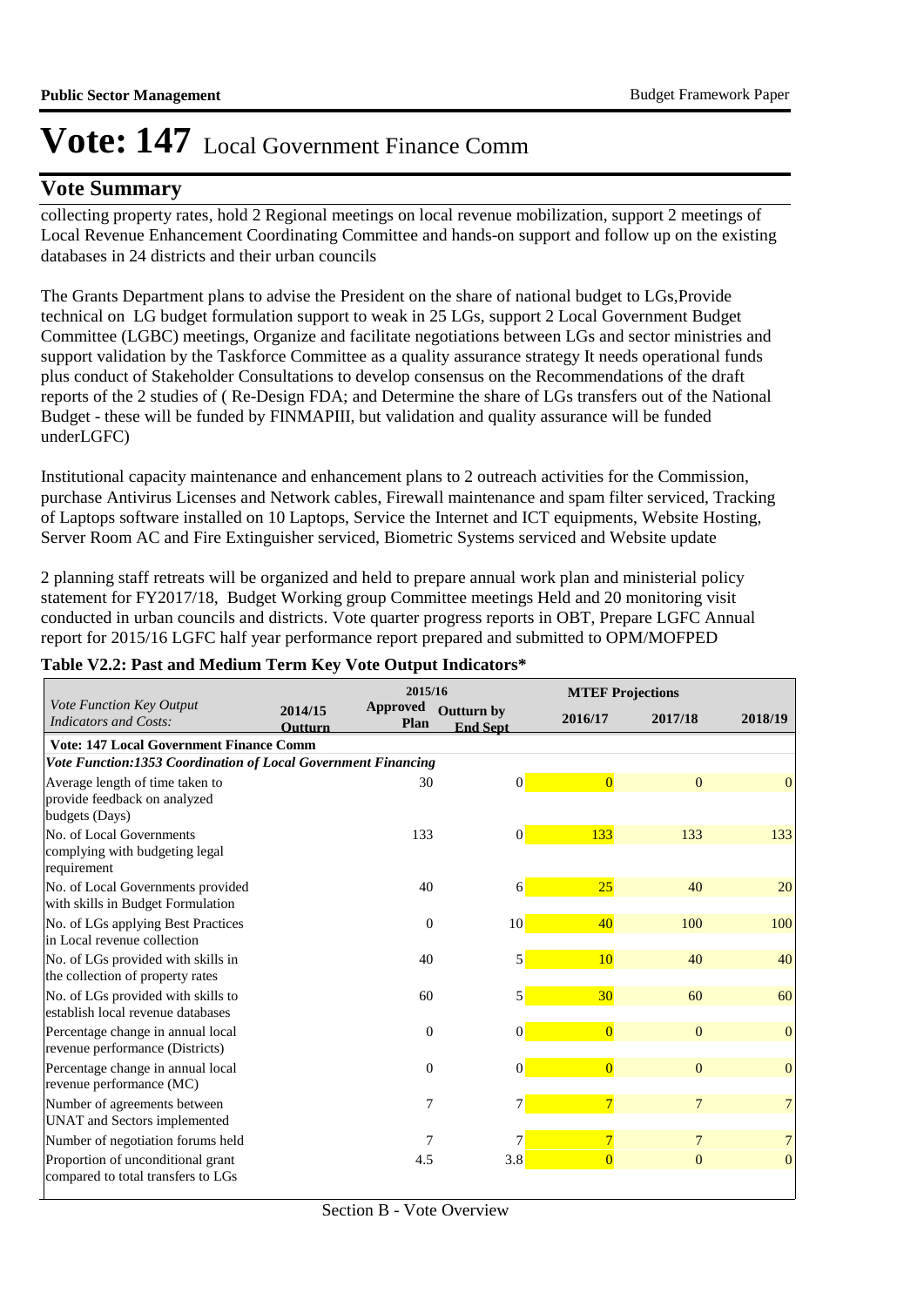# Vote: 147 Local Government Finance Comm

## Vote Summary

collecting property rates, hold 2 Regional meetings on local revenue mobilization, support 2 meetings of Local Revenue Enhancement Coordinating Committee and hands-on support and follow up on the existing databases in 24 districts and their urban councils

The Grants Department plans to advise the President on the share of national budget to LGs,Provide technical on LG budget formulation support to weak in 25 LGs, support 2 Local Government Budget Committee (LGBC) meetings, Organize and facilitate negotiations between LGs and sector ministries and support validation by the Taskforce Committee as a quality assurance strategy It needs operational funds plus conduct of Stakeholder Consultations to develop consensus on the Recommendations of the draft reports of the 2 studies of ( Re-Design FDA; and Determine the share of LGs transfers out of the National Budget - these will be funded by FINMAPIII, but validation and quality assurance will be funded underLGFC)

Institutional capacity maintenance and enhancement plans to 2 outreach activities for the Commission, purchase Antivirus Licenses and Network cables, Firewall maintenance and spam filter serviced, Tracking of Laptops software installed on 10 Laptops, Service the Internet and ICT equipments, Website Hosting, Server Room AC and Fire Extinguisher serviced, Biometric Systems serviced and Website update

2 planning staff retreats will be organized and held to prepare annual work plan and ministerial policy statement for FY2017/18, Budget Working group Committee meetings Held and 20 monitoring visit conducted in urban councils and districts. Vote quarter progress reports in OBT, Prepare LGFC Annual report for 2015/16 LGFC half year performance report prepared and submitted to OPM/MOFPED

**Table V2.2: Past and Medium Term Key Vote Output Indicators***

| *Vote Function Key Output Indicators and Costs:* | 2014/15 Outturn | 2015/16 Approved Plan | 2015/16 Outturn by End Sept | MTEF Projections 2016/17 | 2017/18 | 2018/19 |
|---|---|---|---|---|---|---|
| **Vote: 147 Local Government Finance Comm** | | | | | | |
| ***Vote Function:1353 Coordination of Local Government Financing*** | | | | | | |
| Average length of time taken to provide feedback on analyzed budgets (Days) | | 30 | 0 | 0 | 0 | 0 |
| No. of Local Governments complying with budgeting legal requirement | | 133 | 0 | 133 | 133 | 133 |
| No. of Local Governments provided with skills in Budget Formulation | | 40 | 6 | 25 | 40 | 20 |
| No. of LGs applying Best Practices in Local revenue collection | | 0 | 10 | 40 | 100 | 100 |
| No. of LGs provided with skills in the collection of property rates | | 40 | 5 | 10 | 40 | 40 |
| No. of LGs provided with skills to establish local revenue databases | | 60 | 5 | 30 | 60 | 60 |
| Percentage change in annual local revenue performance (Districts) | | 0 | 0 | 0 | 0 | 0 |
| Percentage change in annual local revenue performance (MC) | | 0 | 0 | 0 | 0 | 0 |
| Number of agreements between UNAT and Sectors implemented | | 7 | 7 | 7 | 7 | 7 |
| Number of negotiation forums held | | 7 | 7 | 7 | 7 | 7 |
| Proportion of unconditional grant compared to total transfers to LGs | | 4.5 | 3.8 | 0 | 0 | 0 |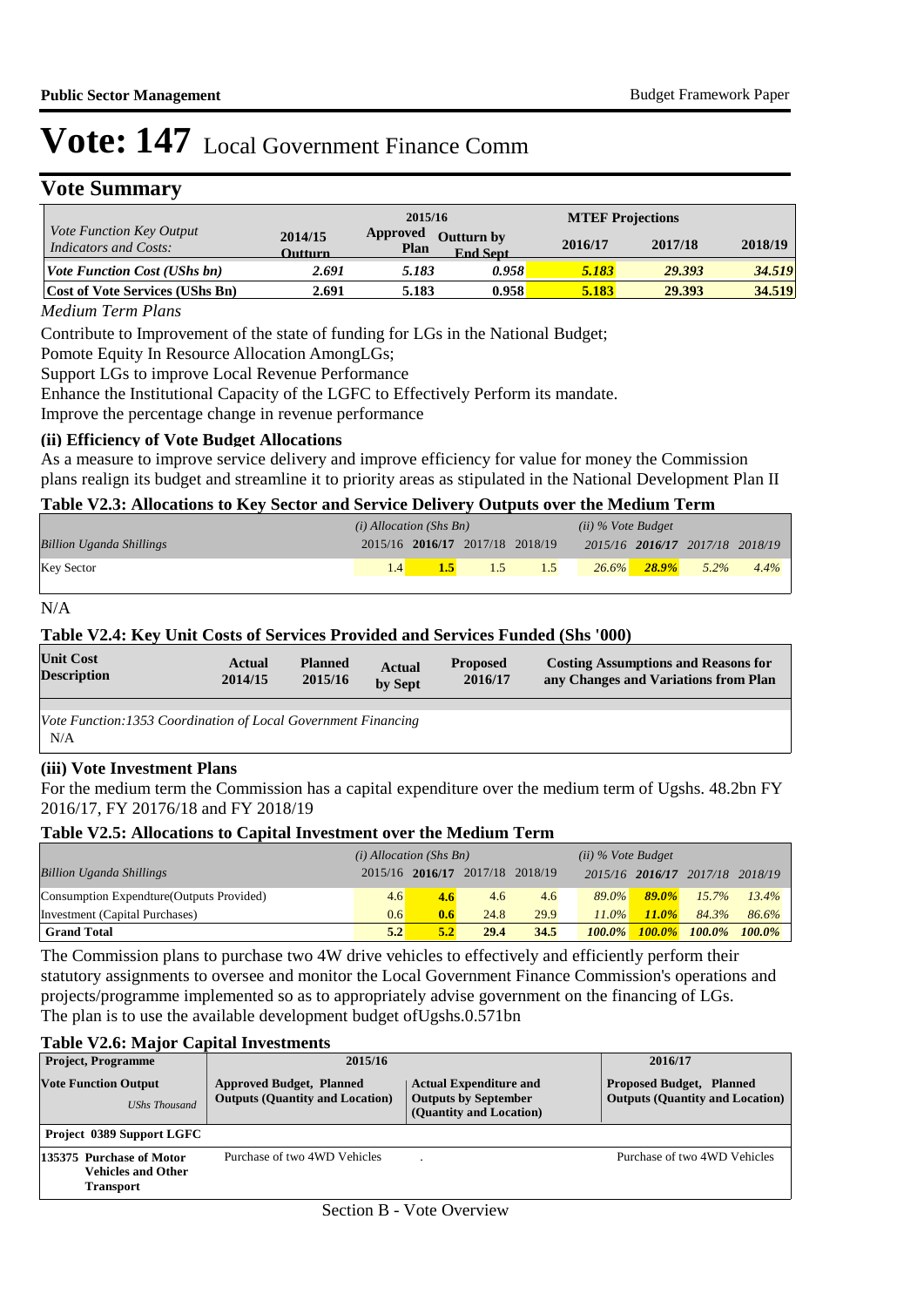# Vote: 147 Local Government Finance Comm

## Vote Summary

| *Vote Function Key Output Indicators and Costs:* | 2014/15 Outturn | 2015/16 Approved Plan | 2015/16 Outturn by End Sept | MTEF Projections 2016/17 | 2017/18 | 2018/19 |
|---|---|---|---|---|---|---|
| ***Vote Function Cost (UShs bn)*** | *2.691* | *5.183* | *0.958* | *5.183* | *29.393* | *34.519* |
| **Cost of Vote Services (UShs Bn)** | 2.691 | 5.183 | 0.958 | 5.183 | 29.393 | 34.519 |

*Medium Term Plans*

Contribute to Improvement of the state of funding for LGs in the National Budget;
Pomote Equity In Resource Allocation AmongLGs;
Support LGs to improve Local Revenue Performance
Enhance the Institutional Capacity of the LGFC to Effectively Perform its mandate.
Improve the percentage change in revenue performance

### (ii) Efficiency of Vote Budget Allocations

As a measure to improve service delivery and improve efficiency for value for money the Commission plans realign its budget and streamline it to priority areas as stipulated in the National Development Plan II

### Table V2.3: Allocations to Key Sector and Service Delivery Outputs over the Medium Term

| *Billion Uganda Shillings* | *(i) Allocation (Shs Bn)* 2015/16 | **2016/17** | 2017/18 | 2018/19 | *(ii) % Vote Budget* 2015/16 | **2016/17** | 2017/18 | 2018/19 |
|---|---|---|---|---|---|---|---|---|
| Key Sector | 1.4 | **1.5** | 1.5 | 1.5 | 26.6% | **28.9%** | 5.2% | 4.4% |

N/A

### Table V2.4: Key Unit Costs of Services Provided and Services Funded (Shs '000)

| Unit Cost Description | Actual 2014/15 | Planned 2015/16 | Actual by Sept | Proposed 2016/17 | Costing Assumptions and Reasons for any Changes and Variations from Plan |
|---|---|---|---|---|---|
| *Vote Function:1353 Coordination of Local Government Financing* | | | | | |
| N/A | | | | | |

### (iii) Vote Investment Plans

For the medium term the Commission has a capital expenditure over the medium term of Ugshs. 48.2bn FY 2016/17, FY 20176/18 and FY 2018/19

### Table V2.5: Allocations to Capital Investment over the Medium Term

| *Billion Uganda Shillings* | *(i) Allocation (Shs Bn)* 2015/16 | **2016/17** | 2017/18 | 2018/19 | *(ii) % Vote Budget* 2015/16 | **2016/17** | 2017/18 | 2018/19 |
|---|---|---|---|---|---|---|---|---|
| Consumption Expendture(Outputs Provided) | 4.6 | **4.6** | 4.6 | 4.6 | 89.0% | **89.0%** | 15.7% | 13.4% |
| Investment (Capital Purchases) | 0.6 | **0.6** | 24.8 | 29.9 | 11.0% | **11.0%** | 84.3% | 86.6% |
| **Grand Total** | **5.2** | **5.2** | **29.4** | **34.5** | **100.0%** | **100.0%** | **100.0%** | **100.0%** |

The Commission plans to purchase two 4W drive vehicles to effectively and efficiently perform their statutory assignments to oversee and monitor the Local Government Finance Commission's operations and projects/programme implemented so as to appropriately advise government on the financing of LGs.
The plan is to use the available development budget ofUgshs.0.571bn

### Table V2.6: Major Capital Investments

| Project, Programme / Vote Function Output *UShs Thousand* | 2015/16 Approved Budget, Planned Outputs (Quantity and Location) | 2015/16 Actual Expenditure and Outputs by September (Quantity and Location) | 2016/17 Proposed Budget, Planned Outputs (Quantity and Location) |
|---|---|---|---|
| **Project 0389 Support LGFC** | | | |
| **135375 Purchase of Motor Vehicles and Other Transport** | Purchase of two 4WD Vehicles | . | Purchase of two 4WD Vehicles |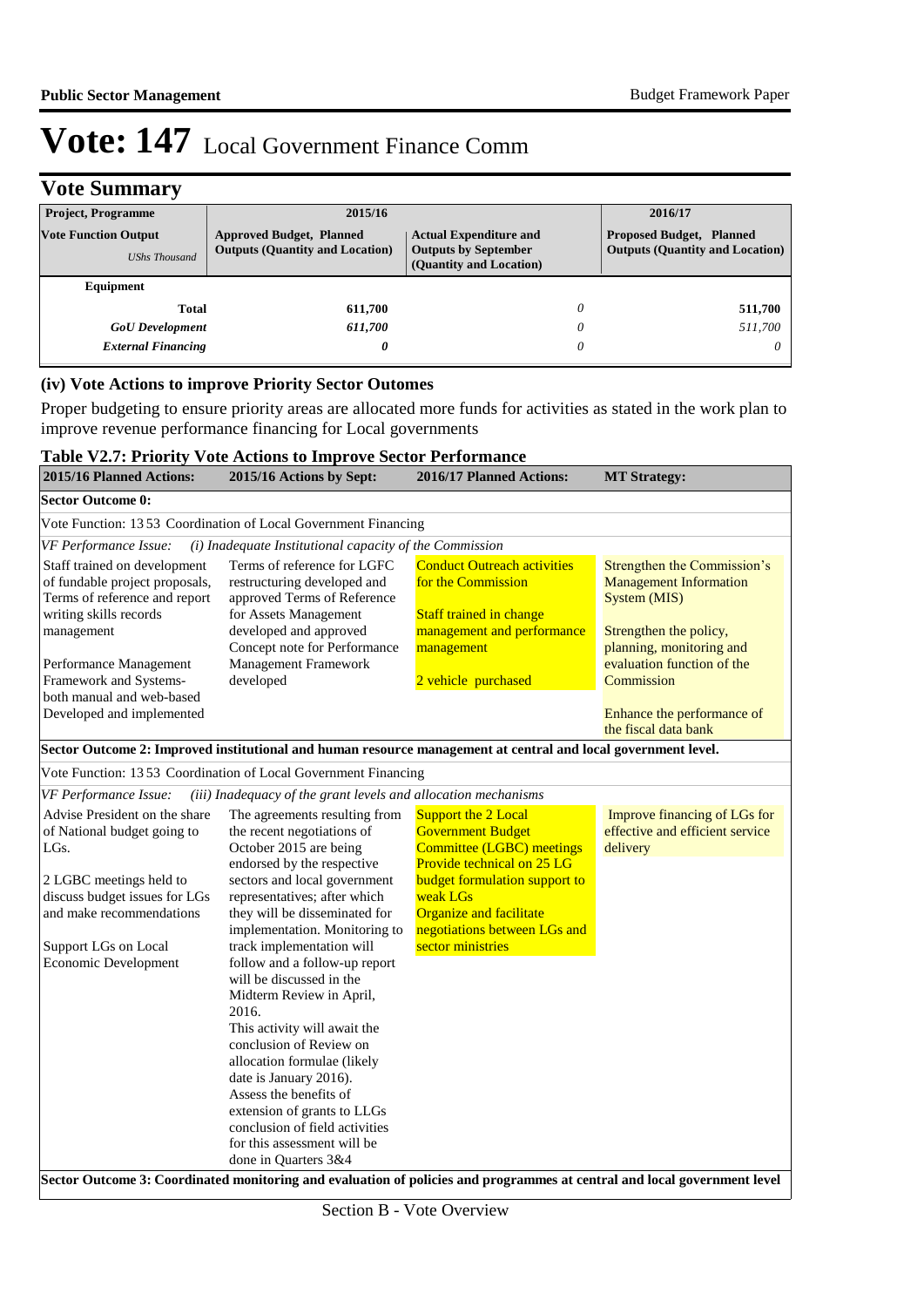# Vote: 147 Local Government Finance Comm

## Vote Summary

| Project, Programme | 2015/16 | | 2016/17 |
|---|---|---|---|
| **Vote Function Output** *UShs Thousand* | **Approved Budget, Planned Outputs (Quantity and Location)** | **Actual Expenditure and Outputs by September (Quantity and Location)** | **Proposed Budget, Planned Outputs (Quantity and Location)** |
| **Equipment** | | | |
| **Total** | **611,700** | *0* | **511,700** |
| ***GoU Development*** | ***611,700*** | *0* | *511,700* |
| ***External Financing*** | ***0*** | *0* | *0* |

### (iv) Vote Actions to improve Priority Sector Outomes

Proper budgeting to ensure priority areas are allocated more funds for activities as stated in the work plan to improve revenue performance financing for Local governments

**Table V2.7: Priority Vote Actions to Improve Sector Performance**

| 2015/16 Planned Actions: | 2015/16 Actions by Sept: | 2016/17 Planned Actions: | MT Strategy: |
|---|---|---|---|
| **Sector Outcome 0:** | | | |
| Vote Function: 13 53 Coordination of Local Government Financing | | | |
| *VF Performance Issue: (i) Inadequate Institutional capacity of the Commission* | | | |
| Staff trained on development of fundable project proposals, Terms of reference and report writing skills records management<br><br>Performance Management Framework and Systems- both manual and web-based Developed and implemented | Terms of reference for LGFC restructuring developed and approved Terms of Reference for Assets Management developed and approved Concept note for Performance Management Framework developed | Conduct Outreach activities for the Commission<br><br>Staff trained in change management and performance management<br><br>2 vehicle purchased | Strengthen the Commission's Management Information System (MIS)<br><br>Strengthen the policy, planning, monitoring and evaluation function of the Commission<br><br>Enhance the performance of the fiscal data bank |
| **Sector Outcome 2: Improved institutional and human resource management at central and local government level.** | | | |
| Vote Function: 13 53 Coordination of Local Government Financing | | | |
| *VF Performance Issue: (iii) Inadequacy of the grant levels and allocation mechanisms* | | | |
| Advise President on the share of National budget going to LGs.<br><br>2 LGBC meetings held to discuss budget issues for LGs and make recommendations<br><br>Support LGs on Local Economic Development | The agreements resulting from the recent negotiations of October 2015 are being endorsed by the respective sectors and local government representatives; after which they will be disseminated for implementation. Monitoring to track implementation will follow and a follow-up report will be discussed in the Midterm Review in April, 2016.<br>This activity will await the conclusion of Review on allocation formulae (likely date is January 2016).<br>Assess the benefits of extension of grants to LLGs conclusion of field activities for this assessment will be done in Quarters 3&4 | Support the 2 Local Government Budget Committee (LGBC) meetings<br>Provide technical on 25 LG budget formulation support to weak LGs<br>Organize and facilitate negotiations between LGs and sector ministries | Improve financing of LGs for effective and efficient service delivery |
| **Sector Outcome 3: Coordinated monitoring and evaluation of policies and programmes at central and local government level** | | | |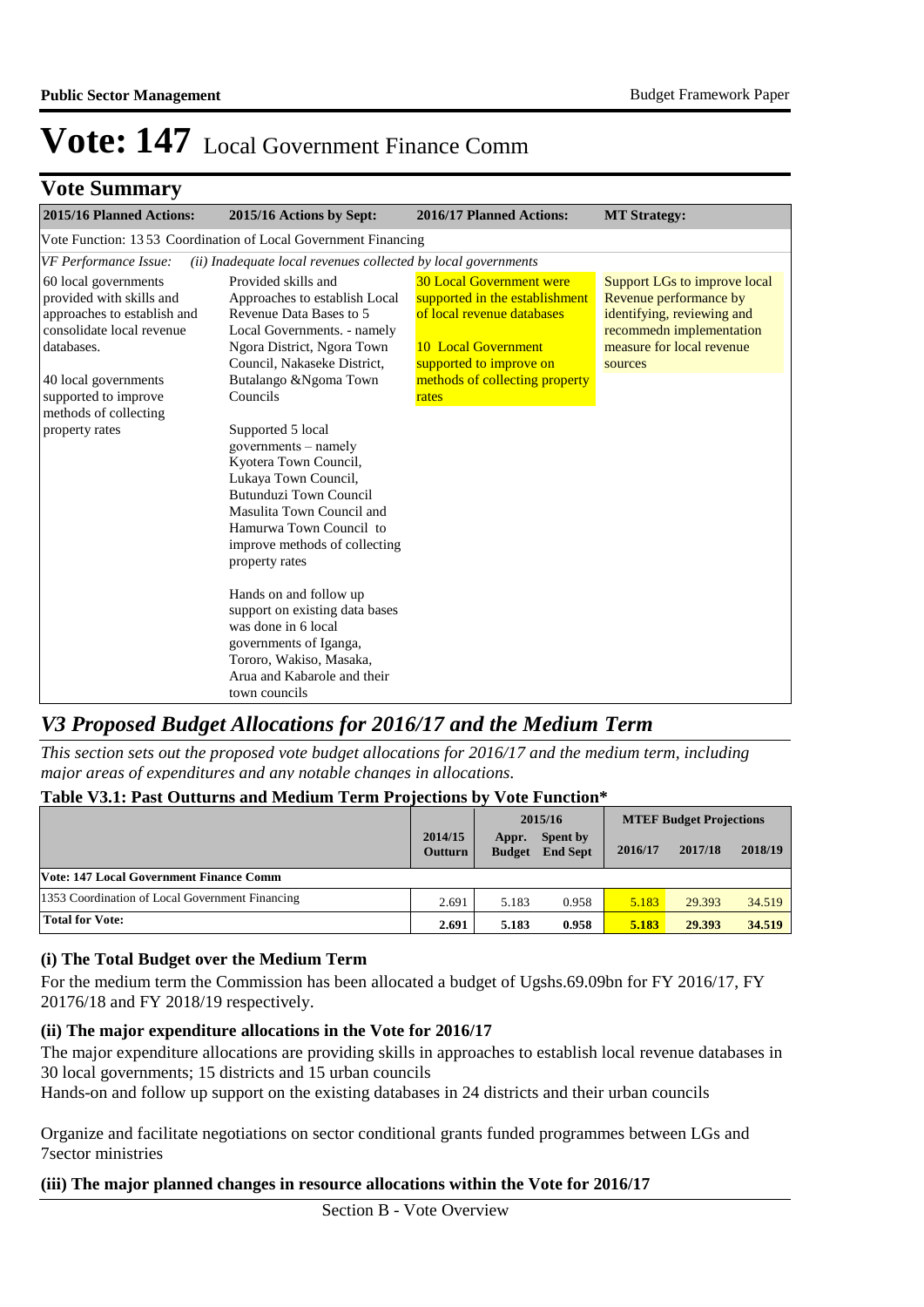# Vote: 147 Local Government Finance Comm

## Vote Summary

| 2015/16 Planned Actions: | 2015/16 Actions by Sept: | 2016/17 Planned Actions: | MT Strategy: |
|---|---|---|---|
| Vote Function: 13 53 Coordination of Local Government Financing | | | |
| *VF Performance Issue:* | *(ii) Inadequate local revenues collected by local governments* | | |
| 60 local governments provided with skills and approaches to establish and consolidate local revenue databases.<br><br>40 local governments supported to improve methods of collecting property rates | Provided skills and Approaches to establish Local Revenue Data Bases to 5 Local Governments. - namely Ngora District, Ngora Town Council, Nakaseke District, Butalango &Ngoma Town Councils<br><br>Supported 5 local governments – namely Kyotera Town Council, Lukaya Town Council, Butunduzi Town Council Masulita Town Council and Hamurwa Town Council to improve methods of collecting property rates<br><br>Hands on and follow up support on existing data bases was done in 6 local governments of Iganga, Tororo, Wakiso, Masaka, Arua and Kabarole and their town councils | 30 Local Government were supported in the establishment of local revenue databases<br><br>10 Local Government supported to improve on methods of collecting property rates | Support LGs to improve local Revenue performance by identifying, reviewing and recommedn implementation measure for local revenue sources |

## *V3 Proposed Budget Allocations for 2016/17 and the Medium Term*

*This section sets out the proposed vote budget allocations for 2016/17 and the medium term, including major areas of expenditures and any notable changes in allocations.*

**Table V3.1: Past Outturns and Medium Term Projections by Vote Function\***

| | 2014/15 | 2015/16 | | MTEF Budget Projections | | |
|---|---|---|---|---|---|---|
| | Outturn | Appr. Budget | Spent by End Sept | 2016/17 | 2017/18 | 2018/19 |
| **Vote: 147 Local Government Finance Comm** | | | | | | |
| 1353 Coordination of Local Government Financing | 2.691 | 5.183 | 0.958 | 5.183 | 29.393 | 34.519 |
| **Total for Vote:** | **2.691** | **5.183** | **0.958** | **5.183** | **29.393** | **34.519** |

### (i) The Total Budget over the Medium Term

For the medium term the Commission has been allocated a budget of Ugshs.69.09bn for FY 2016/17, FY 20176/18 and FY 2018/19 respectively.

### (ii) The major expenditure allocations in the Vote for 2016/17

The major expenditure allocations are providing skills in approaches to establish local revenue databases in 30 local governments; 15 districts and 15 urban councils

Hands-on and follow up support on the existing databases in 24 districts and their urban councils

Organize and facilitate negotiations on sector conditional grants funded programmes between LGs and 7sector ministries

### (iii) The major planned changes in resource allocations within the Vote for 2016/17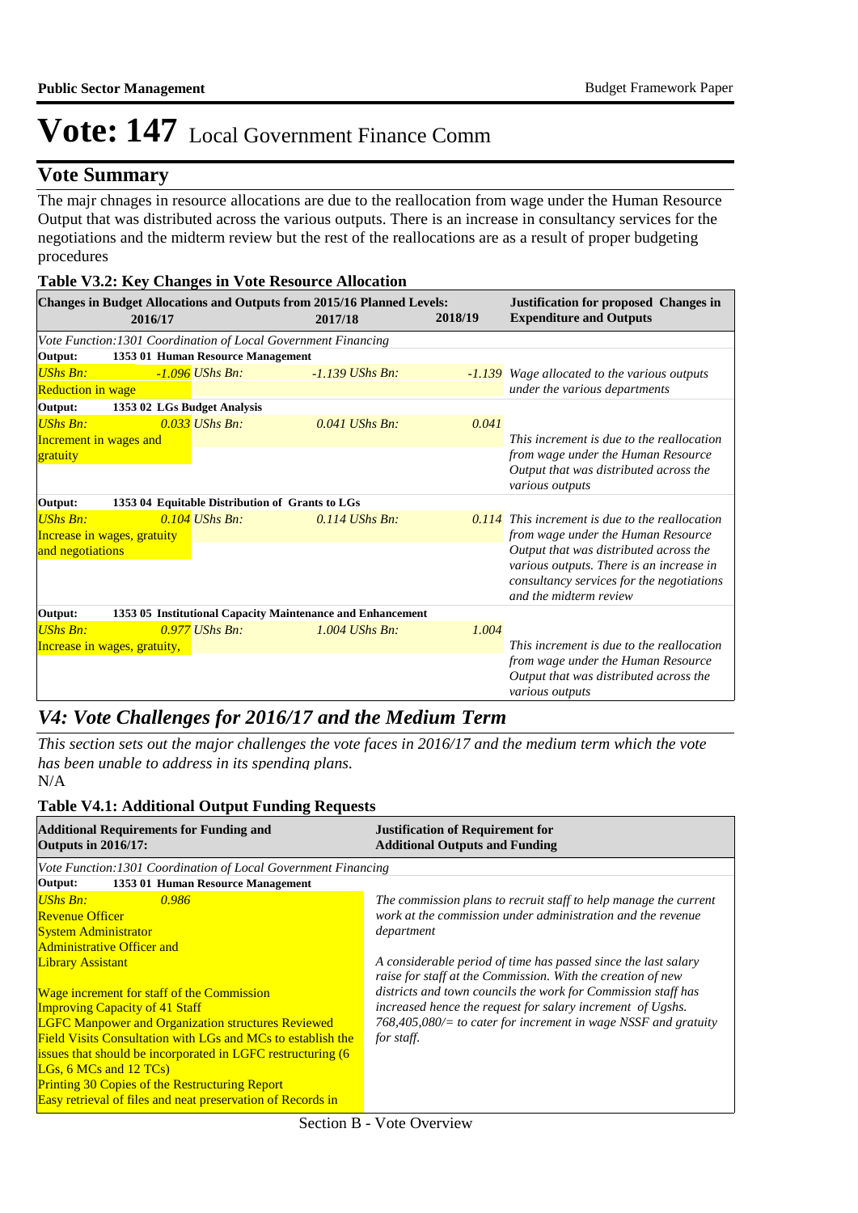# Vote: 147 Local Government Finance Comm

## Vote Summary

The majr chnages in resource allocations are due to the reallocation from wage under the Human Resource Output that was distributed across the various outputs. There is an increase in consultancy services for the negotiations and the midterm review but the rest of the reallocations are as a result of proper budgeting procedures

**Table V3.2: Key Changes in Vote Resource Allocation**

| Changes in Budget Allocations and Outputs from 2015/16 Planned Levels: 2016/17 | 2017/18 | 2018/19 | Justification for proposed Changes in Expenditure and Outputs |
|---|---|---|---|
| *Vote Function:1301 Coordination of Local Government Financing* | | | |
| **Output: 1353 01 Human Resource Management** | | | |
| *UShs Bn: -1.096* Reduction in wage | *UShs Bn: -1.139* | *UShs Bn: -1.139* | *Wage allocated to the various outputs under the various departments* |
| **Output: 1353 02 LGs Budget Analysis** | | | |
| *UShs Bn: 0.033* Increment in wages and gratuity | *UShs Bn: 0.041* | *UShs Bn: 0.041* | *This increment is due to the reallocation from wage under the Human Resource Output that was distributed across the various outputs* |
| **Output: 1353 04 Equitable Distribution of Grants to LGs** | | | |
| *UShs Bn: 0.104* Increase in wages, gratuity and negotiations | *UShs Bn: 0.114* | *UShs Bn: 0.114* | *This increment is due to the reallocation from wage under the Human Resource Output that was distributed across the various outputs. There is an increase in consultancy services for the negotiations and the midterm review* |
| **Output: 1353 05 Institutional Capacity Maintenance and Enhancement** | | | |
| *UShs Bn: 0.977* Increase in wages, gratuity, | *UShs Bn: 1.004* | *UShs Bn: 1.004* | *This increment is due to the reallocation from wage under the Human Resource Output that was distributed across the various outputs* |

## *V4: Vote Challenges for 2016/17 and the Medium Term*

*This section sets out the major challenges the vote faces in 2016/17 and the medium term which the vote has been unable to address in its spending plans.*

N/A

**Table V4.1: Additional Output Funding Requests**

| Additional Requirements for Funding and Outputs in 2016/17: | Justification of Requirement for Additional Outputs and Funding |
|---|---|
| *Vote Function:1301 Coordination of Local Government Financing* | |
| **Output: 1353 01 Human Resource Management** | |
| *UShs Bn: 0.986*<br>Revenue Officer<br>System Administrator<br>Administrative Officer and<br>Library Assistant<br><br>Wage increment for staff of the Commission<br>Improving Capacity of 41 Staff<br>LGFC Manpower and Organization structures Reviewed<br>Field Visits Consultation with LGs and MCs to establish the issues that should be incorporated in LGFC restructuring (6 LGs, 6 MCs and 12 TCs)<br>Printing 30 Copies of the Restructuring Report<br>Easy retrieval of files and neat preservation of Records in | *The commission plans to recruit staff to help manage the current work at the commission under administration and the revenue department*<br><br>*A considerable period of time has passed since the last salary raise for staff at the Commission. With the creation of new districts and town councils the work for Commission staff has increased hence the request for salary increment of Ugshs. 768,405,080/= to cater for increment in wage NSSF and gratuity for staff.* |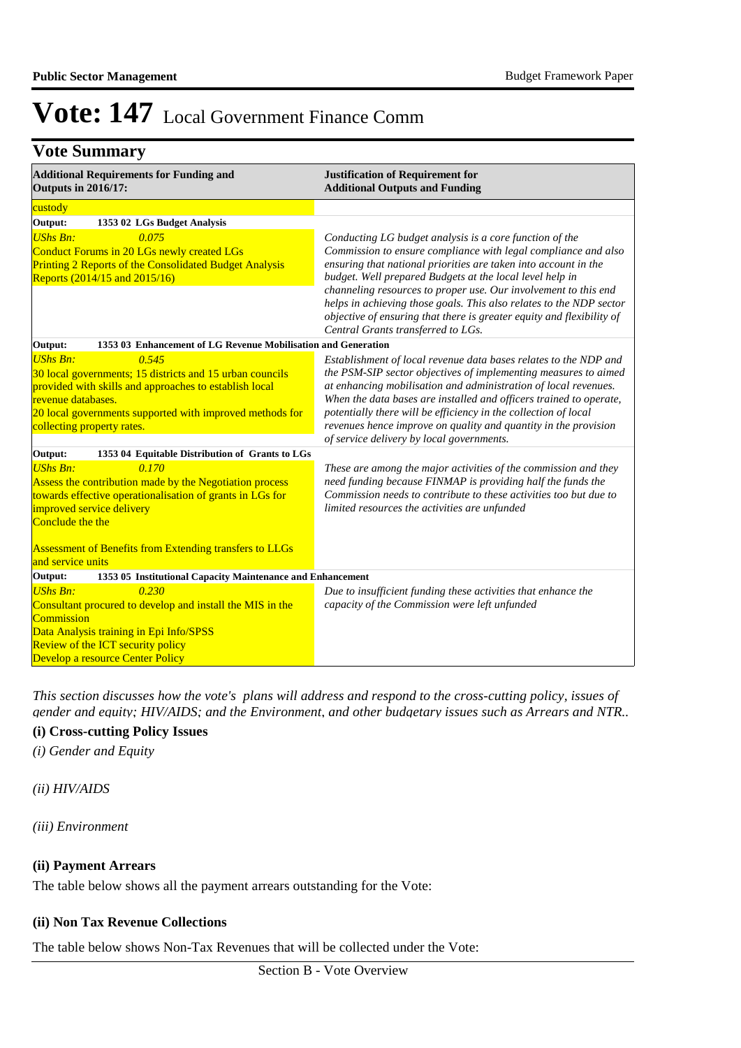# Vote: 147 Local Government Finance Comm

## Vote Summary

| Additional Requirements for Funding and Outputs in 2016/17: | Justification of Requirement for Additional Outputs and Funding |
|---|---|
| custody | |
| **Output: 1353 02 LGs Budget Analysis** | |
| *UShs Bn: 0.075*<br>Conduct Forums in 20 LGs newly created LGs<br>Printing 2 Reports of the Consolidated Budget Analysis Reports (2014/15 and 2015/16) | *Conducting LG budget analysis is a core function of the Commission to ensure compliance with legal compliance and also ensuring that national priorities are taken into account in the budget. Well prepared Budgets at the local level help in channeling resources to proper use. Our involvement to this end helps in achieving those goals. This also relates to the NDP sector objective of ensuring that there is greater equity and flexibility of Central Grants transferred to LGs.* |
| **Output: 1353 03 Enhancement of LG Revenue Mobilisation and Generation** | |
| *UShs Bn: 0.545*<br>30 local governments; 15 districts and 15 urban councils provided with skills and approaches to establish local revenue databases.<br>20 local governments supported with improved methods for collecting property rates. | *Establishment of local revenue data bases relates to the NDP and the PSM-SIP sector objectives of implementing measures to aimed at enhancing mobilisation and administration of local revenues. When the data bases are installed and officers trained to operate, potentially there will be efficiency in the collection of local revenues hence improve on quality and quantity in the provision of service delivery by local governments.* |
| **Output: 1353 04 Equitable Distribution of Grants to LGs** | |
| *UShs Bn: 0.170*<br>Assess the contribution made by the Negotiation process towards effective operationalisation of grants in LGs for improved service delivery<br>Conclude the the<br><br>Assessment of Benefits from Extending transfers to LLGs and service units | *These are among the major activities of the commission and they need funding because FINMAP is providing half the funds the Commission needs to contribute to these activities too but due to limited resources the activities are unfunded* |
| **Output: 1353 05 Institutional Capacity Maintenance and Enhancement** | |
| *UShs Bn: 0.230*<br>Consultant procured to develop and install the MIS in the Commission<br>Data Analysis training in Epi Info/SPSS<br>Review of the ICT security policy<br>Develop a resource Center Policy | *Due to insufficient funding these activities that enhance the capacity of the Commission were left unfunded* |

*This section discusses how the vote's plans will address and respond to the cross-cutting policy, issues of gender and equity; HIV/AIDS; and the Environment, and other budgetary issues such as Arrears and NTR..*

**(i) Cross-cutting Policy Issues**

*(i) Gender and Equity*

*(ii) HIV/AIDS*

*(iii) Environment*

**(ii) Payment Arrears**

The table below shows all the payment arrears outstanding for the Vote:

**(ii) Non Tax Revenue Collections**

The table below shows Non-Tax Revenues that will be collected under the Vote: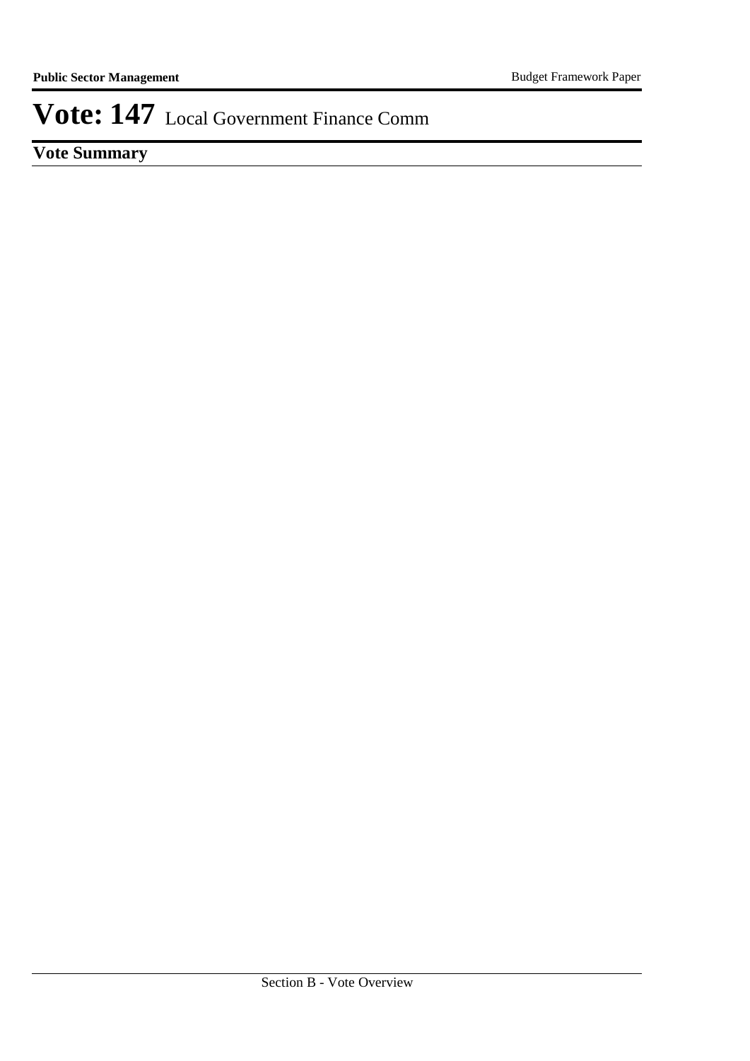# Vote: 147 Local Government Finance Comm

## Vote Summary